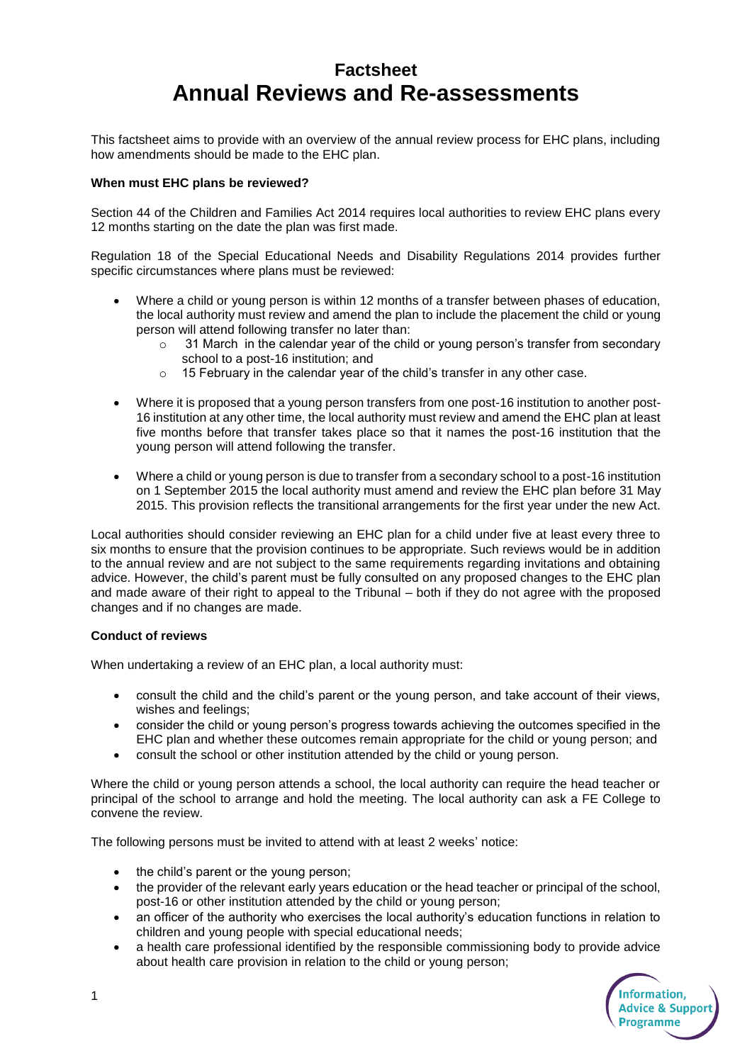# Factsheet
# Annual Reviews and Re-assessments

This factsheet aims to provide with an overview of the annual review process for EHC plans, including how amendments should be made to the EHC plan.

**When must EHC plans be reviewed?**

Section 44 of the Children and Families Act 2014 requires local authorities to review EHC plans every 12 months starting on the date the plan was first made.

Regulation 18 of the Special Educational Needs and Disability Regulations 2014 provides further specific circumstances where plans must be reviewed:

- Where a child or young person is within 12 months of a transfer between phases of education, the local authority must review and amend the plan to include the placement the child or young person will attend following transfer no later than:
  - 31 March in the calendar year of the child or young person's transfer from secondary school to a post-16 institution; and
  - 15 February in the calendar year of the child's transfer in any other case.
- Where it is proposed that a young person transfers from one post-16 institution to another post-16 institution at any other time, the local authority must review and amend the EHC plan at least five months before that transfer takes place so that it names the post-16 institution that the young person will attend following the transfer.
- Where a child or young person is due to transfer from a secondary school to a post-16 institution on 1 September 2015 the local authority must amend and review the EHC plan before 31 May 2015. This provision reflects the transitional arrangements for the first year under the new Act.

Local authorities should consider reviewing an EHC plan for a child under five at least every three to six months to ensure that the provision continues to be appropriate. Such reviews would be in addition to the annual review and are not subject to the same requirements regarding invitations and obtaining advice. However, the child's parent must be fully consulted on any proposed changes to the EHC plan and made aware of their right to appeal to the Tribunal – both if they do not agree with the proposed changes and if no changes are made.

**Conduct of reviews**

When undertaking a review of an EHC plan, a local authority must:

- consult the child and the child's parent or the young person, and take account of their views, wishes and feelings;
- consider the child or young person's progress towards achieving the outcomes specified in the EHC plan and whether these outcomes remain appropriate for the child or young person; and
- consult the school or other institution attended by the child or young person.

Where the child or young person attends a school, the local authority can require the head teacher or principal of the school to arrange and hold the meeting. The local authority can ask a FE College to convene the review.

The following persons must be invited to attend with at least 2 weeks' notice:

- the child's parent or the young person;
- the provider of the relevant early years education or the head teacher or principal of the school, post-16 or other institution attended by the child or young person;
- an officer of the authority who exercises the local authority's education functions in relation to children and young people with special educational needs;
- a health care professional identified by the responsible commissioning body to provide advice about health care provision in relation to the child or young person;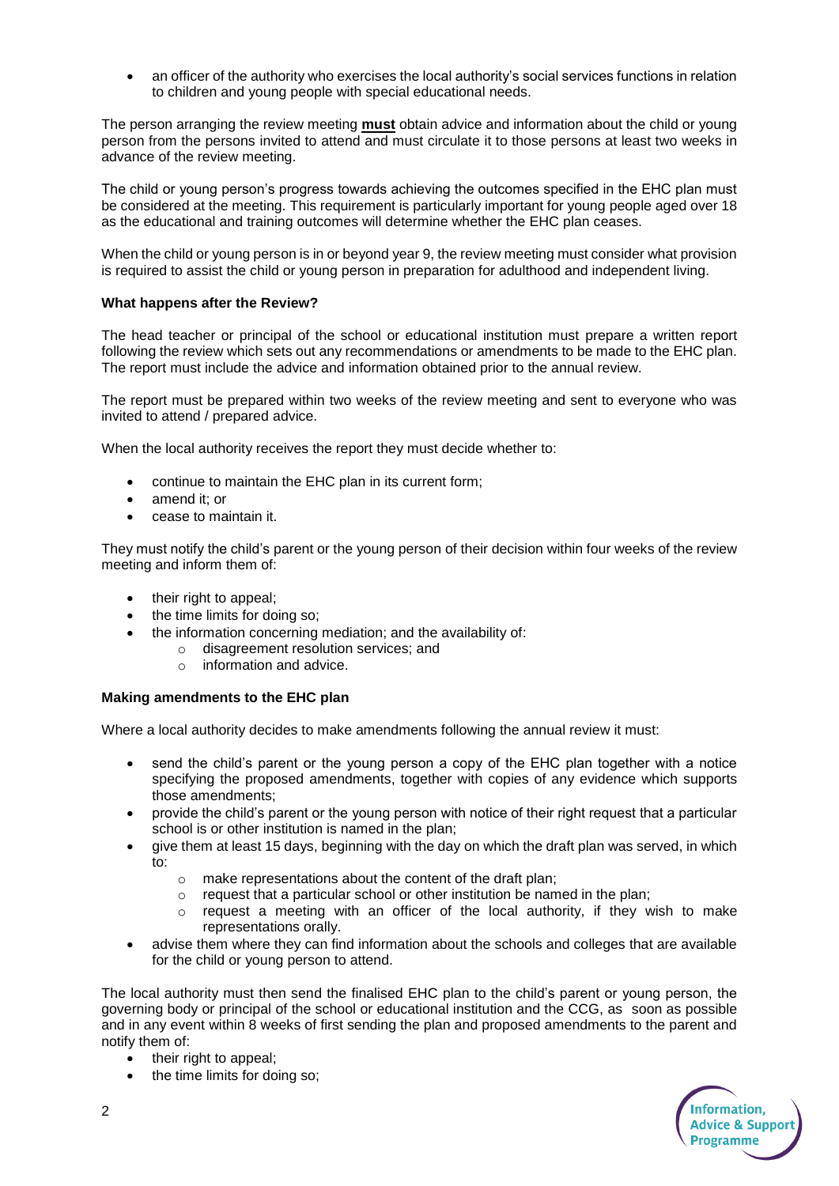- an officer of the authority who exercises the local authority's social services functions in relation to children and young people with special educational needs.

The person arranging the review meeting **must** obtain advice and information about the child or young person from the persons invited to attend and must circulate it to those persons at least two weeks in advance of the review meeting.

The child or young person's progress towards achieving the outcomes specified in the EHC plan must be considered at the meeting. This requirement is particularly important for young people aged over 18 as the educational and training outcomes will determine whether the EHC plan ceases.

When the child or young person is in or beyond year 9, the review meeting must consider what provision is required to assist the child or young person in preparation for adulthood and independent living.

**What happens after the Review?**

The head teacher or principal of the school or educational institution must prepare a written report following the review which sets out any recommendations or amendments to be made to the EHC plan. The report must include the advice and information obtained prior to the annual review.

The report must be prepared within two weeks of the review meeting and sent to everyone who was invited to attend / prepared advice.

When the local authority receives the report they must decide whether to:

- continue to maintain the EHC plan in its current form;
- amend it; or
- cease to maintain it.

They must notify the child's parent or the young person of their decision within four weeks of the review meeting and inform them of:

- their right to appeal;
- the time limits for doing so;
- the information concerning mediation; and the availability of:
  - disagreement resolution services; and
  - information and advice.

**Making amendments to the EHC plan**

Where a local authority decides to make amendments following the annual review it must:

- send the child's parent or the young person a copy of the EHC plan together with a notice specifying the proposed amendments, together with copies of any evidence which supports those amendments;
- provide the child's parent or the young person with notice of their right request that a particular school is or other institution is named in the plan;
- give them at least 15 days, beginning with the day on which the draft plan was served, in which to:
  - make representations about the content of the draft plan;
  - request that a particular school or other institution be named in the plan;
  - request a meeting with an officer of the local authority, if they wish to make representations orally.
- advise them where they can find information about the schools and colleges that are available for the child or young person to attend.

The local authority must then send the finalised EHC plan to the child's parent or young person, the governing body or principal of the school or educational institution and the CCG, as soon as possible and in any event within 8 weeks of first sending the plan and proposed amendments to the parent and notify them of:

- their right to appeal;
- the time limits for doing so;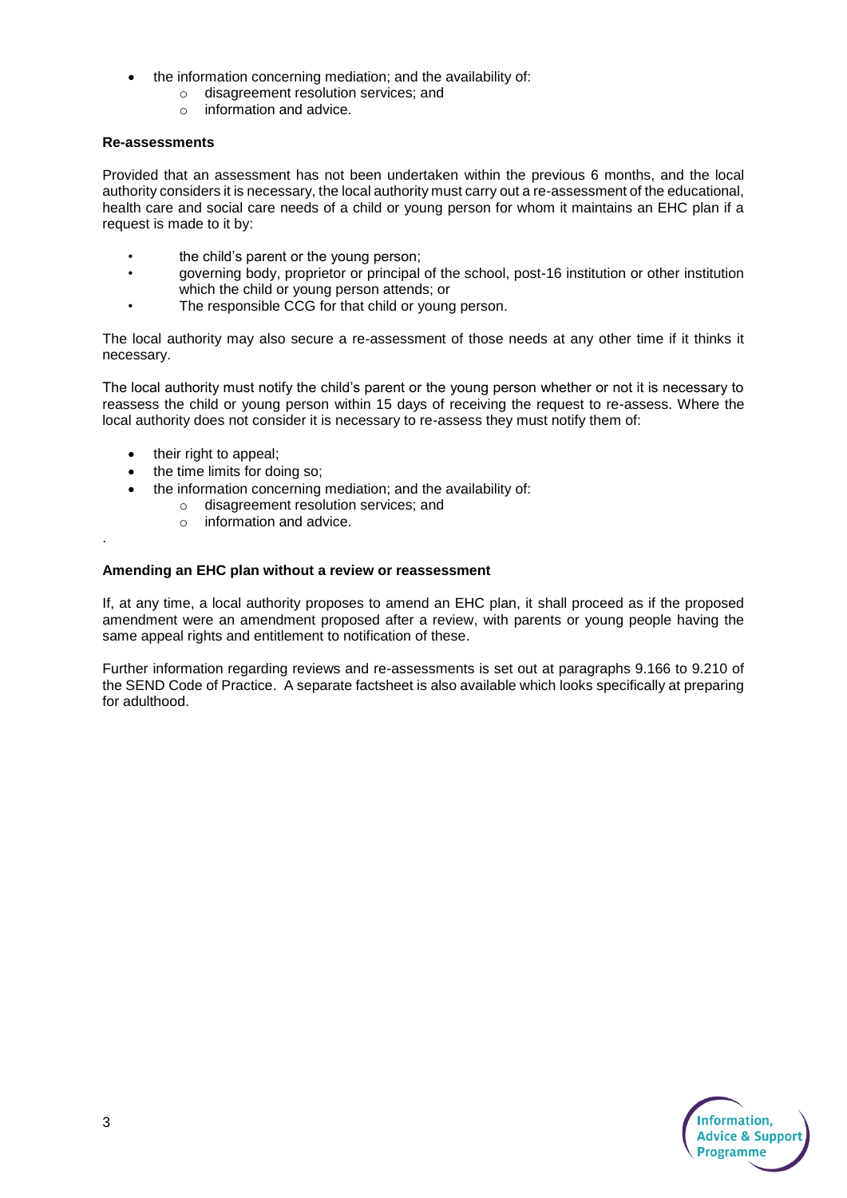- the information concerning mediation; and the availability of:
  - disagreement resolution services; and
  - information and advice.

**Re-assessments**

Provided that an assessment has not been undertaken within the previous 6 months, and the local authority considers it is necessary, the local authority must carry out a re-assessment of the educational, health care and social care needs of a child or young person for whom it maintains an EHC plan if a request is made to it by:

- the child's parent or the young person;
- governing body, proprietor or principal of the school, post-16 institution or other institution which the child or young person attends; or
- The responsible CCG for that child or young person.

The local authority may also secure a re-assessment of those needs at any other time if it thinks it necessary.

The local authority must notify the child's parent or the young person whether or not it is necessary to reassess the child or young person within 15 days of receiving the request to re-assess. Where the local authority does not consider it is necessary to re-assess they must notify them of:

- their right to appeal;
- the time limits for doing so;
- the information concerning mediation; and the availability of:
  - disagreement resolution services; and
  - information and advice.

**Amending an EHC plan without a review or reassessment**

If, at any time, a local authority proposes to amend an EHC plan, it shall proceed as if the proposed amendment were an amendment proposed after a review, with parents or young people having the same appeal rights and entitlement to notification of these.

Further information regarding reviews and re-assessments is set out at paragraphs 9.166 to 9.210 of the SEND Code of Practice. A separate factsheet is also available which looks specifically at preparing for adulthood.